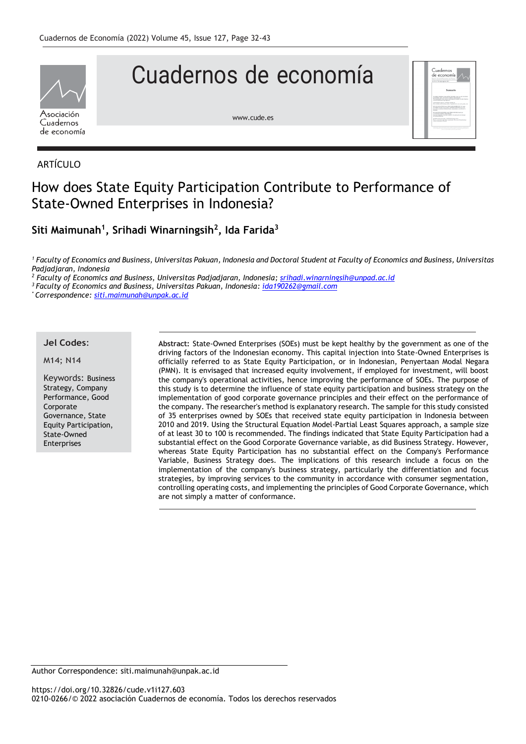ARTÍCULO

# How does State Equity Participation Contribute to Performance of State-Owned Enterprises in Indonesia?

**Siti Maimunah[1], Srihadi Winarningsih[2], Ida Farida[3]**

*[1] Faculty of Economics and Business, Universitas Pakuan, Indonesia and Doctoral Student at Faculty of Economics and Business, Universitas Padjadjaran, Indonesia*

*[2] Faculty of Economics and Business, Universitas Padjadjaran, Indonesia; srihadi.winarningsih@unpad.ac.id*

*[3] Faculty of Economics and Business, Universitas Pakuan, Indonesia: ida190262@gmail.com*

*[*] Correspondence: siti.maimunah@unpak.ac.id*

**Jel Codes:**

M14; N14

**Keywords:** Business Strategy, Company Performance, Good Corporate Governance, State Equity Participation, State-Owned Enterprises

**Abstract:** State-Owned Enterprises (SOEs) must be kept healthy by the government as one of the driving factors of the Indonesian economy. This capital injection into State-Owned Enterprises is officially referred to as State Equity Participation, or in Indonesian, Penyertaan Modal Negara (PMN). It is envisaged that increased equity involvement, if employed for investment, will boost the company's operational activities, hence improving the performance of SOEs. The purpose of this study is to determine the influence of state equity participation and business strategy on the implementation of good corporate governance principles and their effect on the performance of the company. The researcher's method is explanatory research. The sample for this study consisted of 35 enterprises owned by SOEs that received state equity participation in Indonesia between 2010 and 2019. Using the Structural Equation Model-Partial Least Squares approach, a sample size of at least 30 to 100 is recommended. The findings indicated that State Equity Participation had a substantial effect on the Good Corporate Governance variable, as did Business Strategy. However, whereas State Equity Participation has no substantial effect on the Company's Performance Variable, Business Strategy does. The implications of this research include a focus on the implementation of the company's business strategy, particularly the differentiation and focus strategies, by improving services to the community in accordance with consumer segmentation, controlling operating costs, and implementing the principles of Good Corporate Governance, which are not simply a matter of conformance.

Author Correspondence: siti.maimunah@unpak.ac.id

https://doi.org/10.32826/cude.v1i127.603

0210-0266/© 2022 asociación Cuadernos de economía. Todos los derechos reservados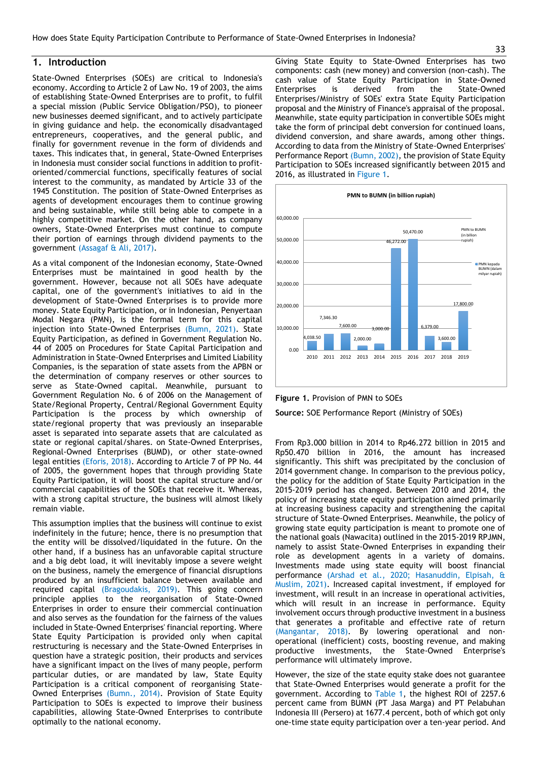## 1. Introduction

State-Owned Enterprises (SOEs) are critical to Indonesia's economy. According to Article 2 of Law No. 19 of 2003, the aims of establishing State-Owned Enterprises are to profit, to fulfil a special mission (Public Service Obligation/PSO), to pioneer new businesses deemed significant, and to actively participate in giving guidance and help. the economically disadvantaged entrepreneurs, cooperatives, and the general public, and finally for government revenue in the form of dividends and taxes. This indicates that, in general, State-Owned Enterprises in Indonesia must consider social functions in addition to profit-oriented/commercial functions, specifically features of social interest to the community, as mandated by Article 33 of the 1945 Constitution. The position of State-Owned Enterprises as agents of development encourages them to continue growing and being sustainable, while still being able to compete in a highly competitive market. On the other hand, as company owners, State-Owned Enterprises must continue to compute their portion of earnings through dividend payments to the government (Assagaf & Ali, 2017).

As a vital component of the Indonesian economy, State-Owned Enterprises must be maintained in good health by the government. However, because not all SOEs have adequate capital, one of the government's initiatives to aid in the development of State-Owned Enterprises is to provide more money. State Equity Participation, or in Indonesian, Penyertaan Modal Negara (PMN), is the formal term for this capital injection into State-Owned Enterprises (Bumn, 2021). State Equity Participation, as defined in Government Regulation No. 44 of 2005 on Procedures for State Capital Participation and Administration in State-Owned Enterprises and Limited Liability Companies, is the separation of state assets from the APBN or the determination of company reserves or other sources to serve as State-Owned capital. Meanwhile, pursuant to Government Regulation No. 6 of 2006 on the Management of State/Regional Property, Central/Regional Government Equity Participation is the process by which ownership of state/regional property that was previously an inseparable asset is separated into separate assets that are calculated as state or regional capital/shares. on State-Owned Enterprises, Regional-Owned Enterprises (BUMD), or other state-owned legal entities (Eforis, 2018). According to Article 7 of PP No. 44 of 2005, the government hopes that through providing State Equity Participation, it will boost the capital structure and/or commercial capabilities of the SOEs that receive it. Whereas, with a strong capital structure, the business will almost likely remain viable.

This assumption implies that the business will continue to exist indefinitely in the future; hence, there is no presumption that the entity will be dissolved/liquidated in the future. On the other hand, if a business has an unfavorable capital structure and a big debt load, it will inevitably impose a severe weight on the business, namely the emergence of financial disruptions produced by an insufficient balance between available and required capital (Bragoudakis, 2019). This going concern principle applies to the reorganisation of State-Owned Enterprises in order to ensure their commercial continuation and also serves as the foundation for the fairness of the values included in State-Owned Enterprises' financial reporting. Where State Equity Participation is provided only when capital restructuring is necessary and the State-Owned Enterprises in question have a strategic position, their products and services have a significant impact on the lives of many people, perform particular duties, or are mandated by law, State Equity Participation is a critical component of reorganising State-Owned Enterprises (Bumn., 2014). Provision of State Equity Participation to SOEs is expected to improve their business capabilities, allowing State-Owned Enterprises to contribute optimally to the national economy.

Giving State Equity to State-Owned Enterprises has two components: cash (new money) and conversion (non-cash). The cash value of State Equity Participation in State-Owned Enterprises is derived from the State-Owned Enterprises/Ministry of SOEs' extra State Equity Participation proposal and the Ministry of Finance's appraisal of the proposal. Meanwhile, state equity participation in convertible SOEs might take the form of principal debt conversion for continued loans, dividend conversion, and share awards, among other things. According to data from the Ministry of State-Owned Enterprises' Performance Report (Bumn, 2002), the provision of State Equity Participation to SOEs increased significantly between 2015 and 2016, as illustrated in Figure 1.

**PMN to BUMN (in billion rupiah)**

| Year | PMN to BUMN (in billion rupiah) |
|---|---|
| 2010 | 4,038.50 |
| 2011 | 7,346.30 |
| 2012 | 7,600.00 |
| 2013 | 2,000.00 |
| 2014 | 3,000.00 |
| 2015 | 46,272.00 |
| 2016 | 50,470.00 |
| 2017 | 6,379.00 |
| 2018 | 3,600.00 |
| 2019 | 17,800.00 |

**Figure 1.** Provision of PMN to SOEs

**Source:** SOE Performance Report (Ministry of SOEs)

From Rp3.000 billion in 2014 to Rp46.272 billion in 2015 and Rp50.470 billion in 2016, the amount has increased significantly. This shift was precipitated by the conclusion of 2014 government change. In comparison to the previous policy, the policy for the addition of State Equity Participation in the 2015-2019 period has changed. Between 2010 and 2014, the policy of increasing state equity participation aimed primarily at increasing business capacity and strengthening the capital structure of State-Owned Enterprises. Meanwhile, the policy of growing state equity participation is meant to promote one of the national goals (Nawacita) outlined in the 2015-2019 RPJMN, namely to assist State-Owned Enterprises in expanding their role as development agents in a variety of domains. Investments made using state equity will boost financial performance (Arshad et al., 2020; Hasanuddin, Elpisah, & Muslim, 2021). Increased capital investment, if employed for investment, will result in an increase in operational activities, which will result in an increase in performance. Equity involvement occurs through productive investment in a business that generates a profitable and effective rate of return (Mangantar, 2018). By lowering operational and non-operational (inefficient) costs, boosting revenue, and making productive investments, the State-Owned Enterprise's performance will ultimately improve.

However, the size of the state equity stake does not guarantee that State-Owned Enterprises would generate a profit for the government. According to Table 1, the highest ROI of 2257.6 percent came from BUMN (PT Jasa Marga) and PT Pelabuhan Indonesia III (Persero) at 1677.4 percent, both of which got only one-time state equity participation over a ten-year period. And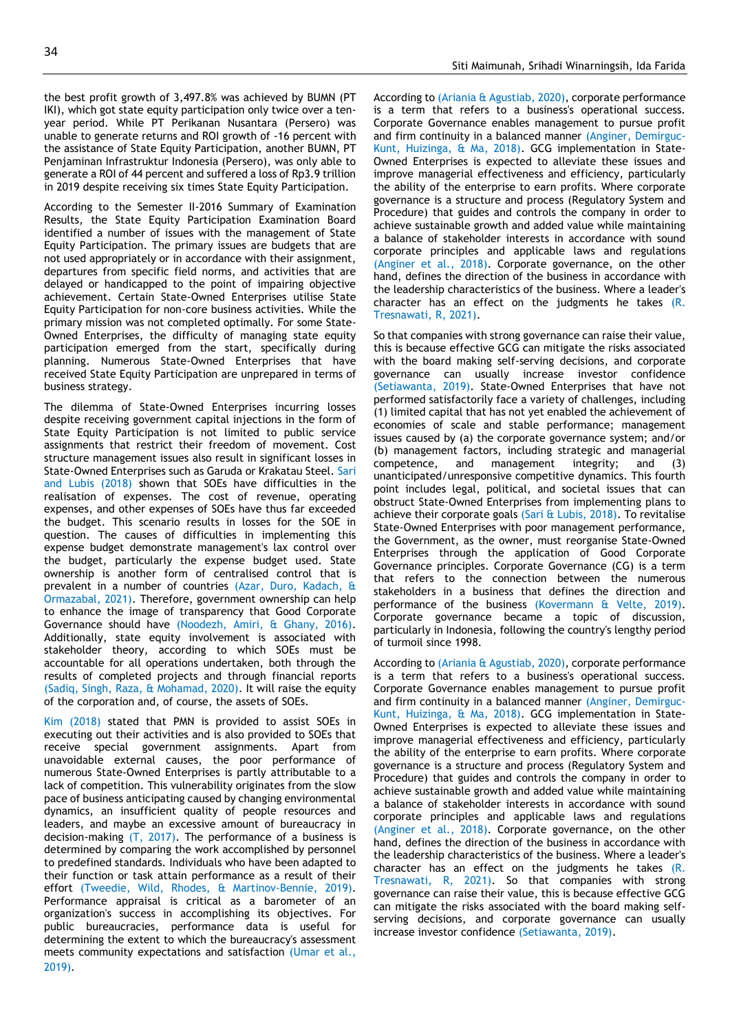the best profit growth of 3,497.8% was achieved by BUMN (PT IKI), which got state equity participation only twice over a ten-year period. While PT Perikanan Nusantara (Persero) was unable to generate returns and ROI growth of -16 percent with the assistance of State Equity Participation, another BUMN, PT Penjaminan Infrastruktur Indonesia (Persero), was only able to generate a ROI of 44 percent and suffered a loss of Rp3.9 trillion in 2019 despite receiving six times State Equity Participation.

According to the Semester II-2016 Summary of Examination Results, the State Equity Participation Examination Board identified a number of issues with the management of State Equity Participation. The primary issues are budgets that are not used appropriately or in accordance with their assignment, departures from specific field norms, and activities that are delayed or handicapped to the point of impairing objective achievement. Certain State-Owned Enterprises utilise State Equity Participation for non-core business activities. While the primary mission was not completed optimally. For some State-Owned Enterprises, the difficulty of managing state equity participation emerged from the start, specifically during planning. Numerous State-Owned Enterprises that have received State Equity Participation are unprepared in terms of business strategy.

The dilemma of State-Owned Enterprises incurring losses despite receiving government capital injections in the form of State Equity Participation is not limited to public service assignments that restrict their freedom of movement. Cost structure management issues also result in significant losses in State-Owned Enterprises such as Garuda or Krakatau Steel. Sari and Lubis (2018) shown that SOEs have difficulties in the realisation of expenses. The cost of revenue, operating expenses, and other expenses of SOEs have thus far exceeded the budget. This scenario results in losses for the SOE in question. The causes of difficulties in implementing this expense budget demonstrate management's lax control over the budget, particularly the expense budget used. State ownership is another form of centralised control that is prevalent in a number of countries (Azar, Duro, Kadach, & Ormazabal, 2021). Therefore, government ownership can help to enhance the image of transparency that Good Corporate Governance should have (Noodezh, Amiri, & Ghany, 2016). Additionally, state equity involvement is associated with stakeholder theory, according to which SOEs must be accountable for all operations undertaken, both through the results of completed projects and through financial reports (Sadiq, Singh, Raza, & Mohamad, 2020). It will raise the equity of the corporation and, of course, the assets of SOEs.

Kim (2018) stated that PMN is provided to assist SOEs in executing out their activities and is also provided to SOEs that receive special government assignments. Apart from unavoidable external causes, the poor performance of numerous State-Owned Enterprises is partly attributable to a lack of competition. This vulnerability originates from the slow pace of business anticipating caused by changing environmental dynamics, an insufficient quality of people resources and leaders, and maybe an excessive amount of bureaucracy in decision-making (T, 2017). The performance of a business is determined by comparing the work accomplished by personnel to predefined standards. Individuals who have been adapted to their function or task attain performance as a result of their effort (Tweedie, Wild, Rhodes, & Martinov-Bennie, 2019). Performance appraisal is critical as a barometer of an organization's success in accomplishing its objectives. For public bureaucracies, performance data is useful for determining the extent to which the bureaucracy's assessment meets community expectations and satisfaction (Umar et al., 2019).

According to (Ariania & Agustiab, 2020), corporate performance is a term that refers to a business's operational success. Corporate Governance enables management to pursue profit and firm continuity in a balanced manner (Anginer, Demirguc-Kunt, Huizinga, & Ma, 2018). GCG implementation in State-Owned Enterprises is expected to alleviate these issues and improve managerial effectiveness and efficiency, particularly the ability of the enterprise to earn profits. Where corporate governance is a structure and process (Regulatory System and Procedure) that guides and controls the company in order to achieve sustainable growth and added value while maintaining a balance of stakeholder interests in accordance with sound corporate principles and applicable laws and regulations (Anginer et al., 2018). Corporate governance, on the other hand, defines the direction of the business in accordance with the leadership characteristics of the business. Where a leader's character has an effect on the judgments he takes (R. Tresnawati, R, 2021).

So that companies with strong governance can raise their value, this is because effective GCG can mitigate the risks associated with the board making self-serving decisions, and corporate governance can usually increase investor confidence (Setiawanta, 2019). State-Owned Enterprises that have not performed satisfactorily face a variety of challenges, including (1) limited capital that has not yet enabled the achievement of economies of scale and stable performance; management issues caused by (a) the corporate governance system; and/or (b) management factors, including strategic and managerial competence, and management integrity; and (3) unanticipated/unresponsive competitive dynamics. This fourth point includes legal, political, and societal issues that can obstruct State-Owned Enterprises from implementing plans to achieve their corporate goals (Sari & Lubis, 2018). To revitalise State-Owned Enterprises with poor management performance, the Government, as the owner, must reorganise State-Owned Enterprises through the application of Good Corporate Governance principles. Corporate Governance (CG) is a term that refers to the connection between the numerous stakeholders in a business that defines the direction and performance of the business (Kovermann & Velte, 2019). Corporate governance became a topic of discussion, particularly in Indonesia, following the country's lengthy period of turmoil since 1998.

According to (Ariania & Agustiab, 2020), corporate performance is a term that refers to a business's operational success. Corporate Governance enables management to pursue profit and firm continuity in a balanced manner (Anginer, Demirguc-Kunt, Huizinga, & Ma, 2018). GCG implementation in State-Owned Enterprises is expected to alleviate these issues and improve managerial effectiveness and efficiency, particularly the ability of the enterprise to earn profits. Where corporate governance is a structure and process (Regulatory System and Procedure) that guides and controls the company in order to achieve sustainable growth and added value while maintaining a balance of stakeholder interests in accordance with sound corporate principles and applicable laws and regulations (Anginer et al., 2018). Corporate governance, on the other hand, defines the direction of the business in accordance with the leadership characteristics of the business. Where a leader's character has an effect on the judgments he takes (R. Tresnawati, R, 2021). So that companies with strong governance can raise their value, this is because effective GCG can mitigate the risks associated with the board making self-serving decisions, and corporate governance can usually increase investor confidence (Setiawanta, 2019).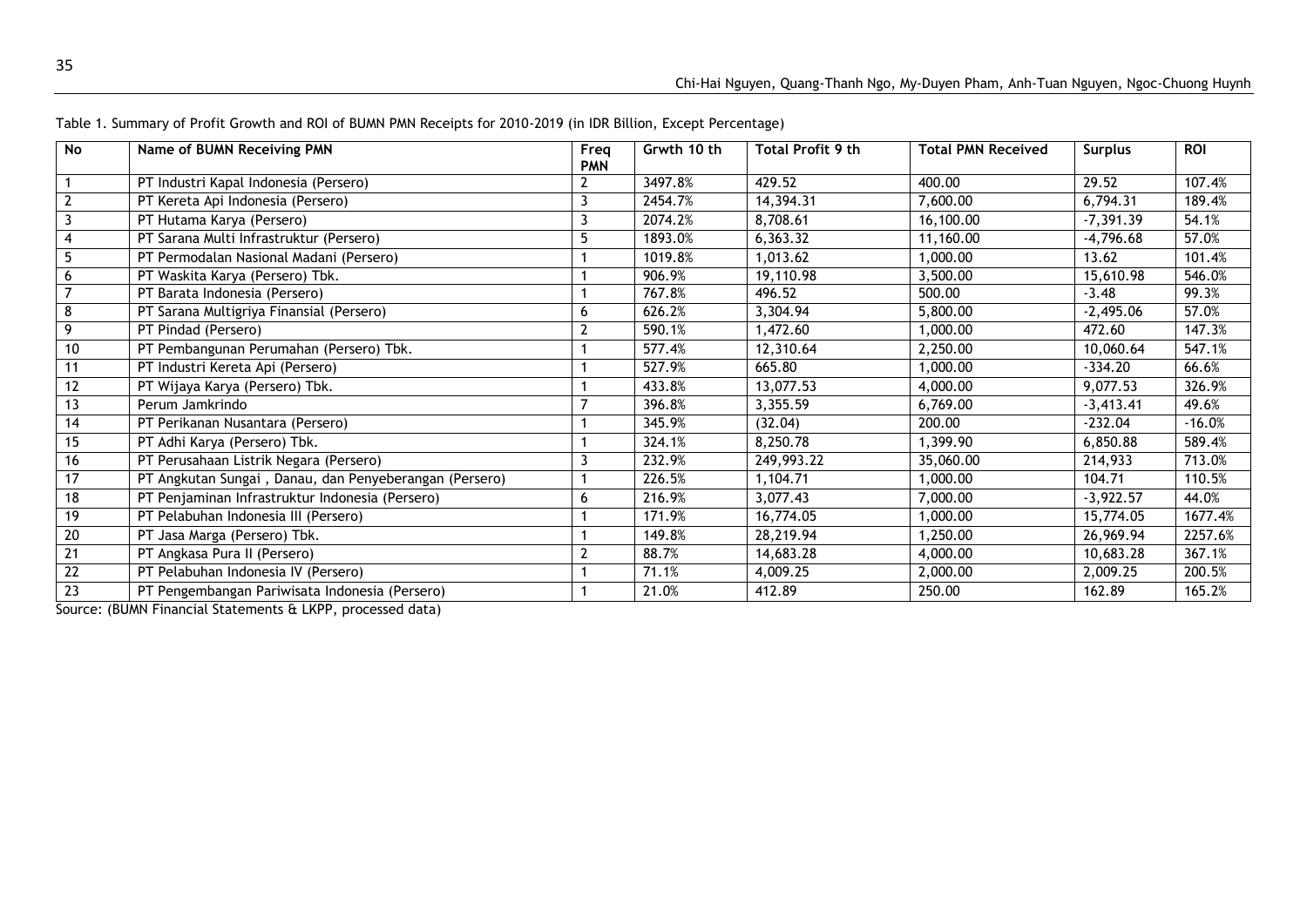Table 1. Summary of Profit Growth and ROI of BUMN PMN Receipts for 2010-2019 (in IDR Billion, Except Percentage)

| No | Name of BUMN Receiving PMN | Freq PMN | Grwth 10 th | Total Profit 9 th | Total PMN Received | Surplus | ROI |
|---|---|---|---|---|---|---|---|
| 1 | PT Industri Kapal Indonesia (Persero) | 2 | 3497.8% | 429.52 | 400.00 | 29.52 | 107.4% |
| 2 | PT Kereta Api Indonesia (Persero) | 3 | 2454.7% | 14,394.31 | 7,600.00 | 6,794.31 | 189.4% |
| 3 | PT Hutama Karya (Persero) | 3 | 2074.2% | 8,708.61 | 16,100.00 | -7,391.39 | 54.1% |
| 4 | PT Sarana Multi Infrastruktur (Persero) | 5 | 1893.0% | 6,363.32 | 11,160.00 | -4,796.68 | 57.0% |
| 5 | PT Permodalan Nasional Madani (Persero) | 1 | 1019.8% | 1,013.62 | 1,000.00 | 13.62 | 101.4% |
| 6 | PT Waskita Karya (Persero) Tbk. | 1 | 906.9% | 19,110.98 | 3,500.00 | 15,610.98 | 546.0% |
| 7 | PT Barata Indonesia (Persero) | 1 | 767.8% | 496.52 | 500.00 | -3.48 | 99.3% |
| 8 | PT Sarana Multigriya Finansial (Persero) | 6 | 626.2% | 3,304.94 | 5,800.00 | -2,495.06 | 57.0% |
| 9 | PT Pindad (Persero) | 2 | 590.1% | 1,472.60 | 1,000.00 | 472.60 | 147.3% |
| 10 | PT Pembangunan Perumahan (Persero) Tbk. | 1 | 577.4% | 12,310.64 | 2,250.00 | 10,060.64 | 547.1% |
| 11 | PT Industri Kereta Api (Persero) | 1 | 527.9% | 665.80 | 1,000.00 | -334.20 | 66.6% |
| 12 | PT Wijaya Karya (Persero) Tbk. | 1 | 433.8% | 13,077.53 | 4,000.00 | 9,077.53 | 326.9% |
| 13 | Perum Jamkrindo | 7 | 396.8% | 3,355.59 | 6,769.00 | -3,413.41 | 49.6% |
| 14 | PT Perikanan Nusantara (Persero) | 1 | 345.9% | (32.04) | 200.00 | -232.04 | -16.0% |
| 15 | PT Adhi Karya (Persero) Tbk. | 1 | 324.1% | 8,250.78 | 1,399.90 | 6,850.88 | 589.4% |
| 16 | PT Perusahaan Listrik Negara (Persero) | 3 | 232.9% | 249,993.22 | 35,060.00 | 214,933 | 713.0% |
| 17 | PT Angkutan Sungai , Danau, dan Penyeberangan (Persero) | 1 | 226.5% | 1,104.71 | 1,000.00 | 104.71 | 110.5% |
| 18 | PT Penjaminan Infrastruktur Indonesia (Persero) | 6 | 216.9% | 3,077.43 | 7,000.00 | -3,922.57 | 44.0% |
| 19 | PT Pelabuhan Indonesia III (Persero) | 1 | 171.9% | 16,774.05 | 1,000.00 | 15,774.05 | 1677.4% |
| 20 | PT Jasa Marga (Persero) Tbk. | 1 | 149.8% | 28,219.94 | 1,250.00 | 26,969.94 | 2257.6% |
| 21 | PT Angkasa Pura II (Persero) | 2 | 88.7% | 14,683.28 | 4,000.00 | 10,683.28 | 367.1% |
| 22 | PT Pelabuhan Indonesia IV (Persero) | 1 | 71.1% | 4,009.25 | 2,000.00 | 2,009.25 | 200.5% |
| 23 | PT Pengembangan Pariwisata Indonesia (Persero) | 1 | 21.0% | 412.89 | 250.00 | 162.89 | 165.2% |

Source: (BUMN Financial Statements & LKPP, processed data)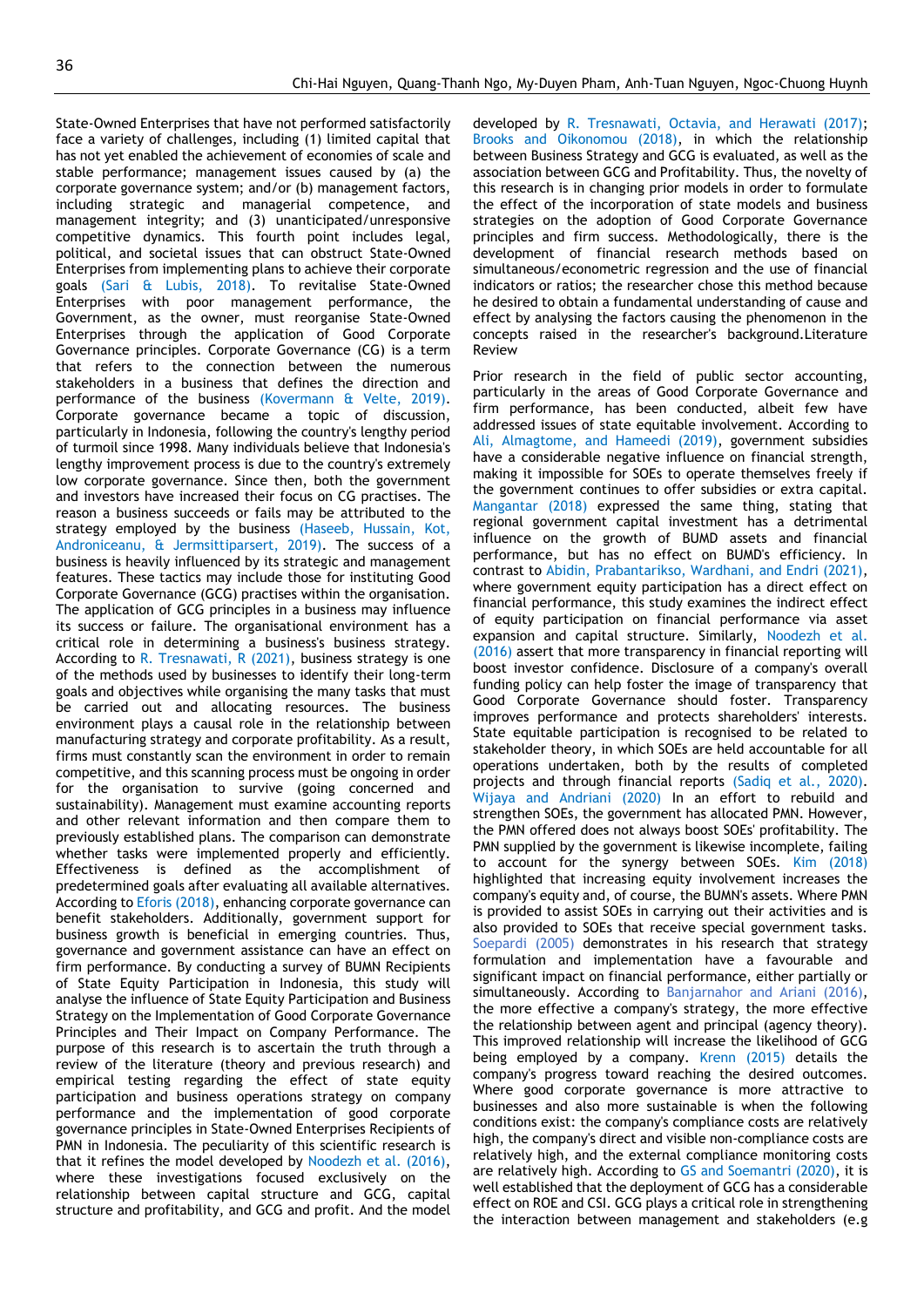State-Owned Enterprises that have not performed satisfactorily face a variety of challenges, including (1) limited capital that has not yet enabled the achievement of economies of scale and stable performance; management issues caused by (a) the corporate governance system; and/or (b) management factors, including strategic and managerial competence, and management integrity; and (3) unanticipated/unresponsive competitive dynamics. This fourth point includes legal, political, and societal issues that can obstruct State-Owned Enterprises from implementing plans to achieve their corporate goals (Sari & Lubis, 2018). To revitalise State-Owned Enterprises with poor management performance, the Government, as the owner, must reorganise State-Owned Enterprises through the application of Good Corporate Governance principles. Corporate Governance (CG) is a term that refers to the connection between the numerous stakeholders in a business that defines the direction and performance of the business (Kovermann & Velte, 2019). Corporate governance became a topic of discussion, particularly in Indonesia, following the country's lengthy period of turmoil since 1998. Many individuals believe that Indonesia's lengthy improvement process is due to the country's extremely low corporate governance. Since then, both the government and investors have increased their focus on CG practises. The reason a business succeeds or fails may be attributed to the strategy employed by the business (Haseeb, Hussain, Kot, Androniceanu, & Jermsittiparsert, 2019). The success of a business is heavily influenced by its strategic and management features. These tactics may include those for instituting Good Corporate Governance (GCG) practises within the organisation. The application of GCG principles in a business may influence its success or failure. The organisational environment has a critical role in determining a business's business strategy. According to R. Tresnawati, R (2021), business strategy is one of the methods used by businesses to identify their long-term goals and objectives while organising the many tasks that must be carried out and allocating resources. The business environment plays a causal role in the relationship between manufacturing strategy and corporate profitability. As a result, firms must constantly scan the environment in order to remain competitive, and this scanning process must be ongoing in order for the organisation to survive (going concerned and sustainability). Management must examine accounting reports and other relevant information and then compare them to previously established plans. The comparison can demonstrate whether tasks were implemented properly and efficiently. Effectiveness is defined as the accomplishment of predetermined goals after evaluating all available alternatives. According to Eforis (2018), enhancing corporate governance can benefit stakeholders. Additionally, government support for business growth is beneficial in emerging countries. Thus, governance and government assistance can have an effect on firm performance. By conducting a survey of BUMN Recipients of State Equity Participation in Indonesia, this study will analyse the influence of State Equity Participation and Business Strategy on the Implementation of Good Corporate Governance Principles and Their Impact on Company Performance. The purpose of this research is to ascertain the truth through a review of the literature (theory and previous research) and empirical testing regarding the effect of state equity participation and business operations strategy on company performance and the implementation of good corporate governance principles in State-Owned Enterprises Recipients of PMN in Indonesia. The peculiarity of this scientific research is that it refines the model developed by Noodezh et al. (2016), where these investigations focused exclusively on the relationship between capital structure and GCG, capital structure and profitability, and GCG and profit. And the model developed by R. Tresnawati, Octavia, and Herawati (2017); Brooks and Oikonomou (2018), in which the relationship between Business Strategy and GCG is evaluated, as well as the association between GCG and Profitability. Thus, the novelty of this research is in changing prior models in order to formulate the effect of the incorporation of state models and business strategies on the adoption of Good Corporate Governance principles and firm success. Methodologically, there is the development of financial research methods based on simultaneous/econometric regression and the use of financial indicators or ratios; the researcher chose this method because he desired to obtain a fundamental understanding of cause and effect by analysing the factors causing the phenomenon in the concepts raised in the researcher's background.Literature Review

Prior research in the field of public sector accounting, particularly in the areas of Good Corporate Governance and firm performance, has been conducted, albeit few have addressed issues of state equitable involvement. According to Ali, Almagtome, and Hameedi (2019), government subsidies have a considerable negative influence on financial strength, making it impossible for SOEs to operate themselves freely if the government continues to offer subsidies or extra capital. Mangantar (2018) expressed the same thing, stating that regional government capital investment has a detrimental influence on the growth of BUMD assets and financial performance, but has no effect on BUMD's efficiency. In contrast to Abidin, Prabantarikso, Wardhani, and Endri (2021), where government equity participation has a direct effect on financial performance, this study examines the indirect effect of equity participation on financial performance via asset expansion and capital structure. Similarly, Noodezh et al. (2016) assert that more transparency in financial reporting will boost investor confidence. Disclosure of a company's overall funding policy can help foster the image of transparency that Good Corporate Governance should foster. Transparency improves performance and protects shareholders' interests. State equitable participation is recognised to be related to stakeholder theory, in which SOEs are held accountable for all operations undertaken, both by the results of completed projects and through financial reports (Sadiq et al., 2020). Wijaya and Andriani (2020) In an effort to rebuild and strengthen SOEs, the government has allocated PMN. However, the PMN offered does not always boost SOEs' profitability. The PMN supplied by the government is likewise incomplete, failing to account for the synergy between SOEs. Kim (2018) highlighted that increasing equity involvement increases the company's equity and, of course, the BUMN's assets. Where PMN is provided to assist SOEs in carrying out their activities and is also provided to SOEs that receive special government tasks. Soepardi (2005) demonstrates in his research that strategy formulation and implementation have a favourable and significant impact on financial performance, either partially or simultaneously. According to Banjarnahor and Ariani (2016), the more effective a company's strategy, the more effective the relationship between agent and principal (agency theory). This improved relationship will increase the likelihood of GCG being employed by a company. Krenn (2015) details the company's progress toward reaching the desired outcomes. Where good corporate governance is more attractive to businesses and also more sustainable is when the following conditions exist: the company's compliance costs are relatively high, the company's direct and visible non-compliance costs are relatively high, and the external compliance monitoring costs are relatively high. According to GS and Soemantri (2020), it is well established that the deployment of GCG has a considerable effect on ROE and CSI. GCG plays a critical role in strengthening the interaction between management and stakeholders (e.g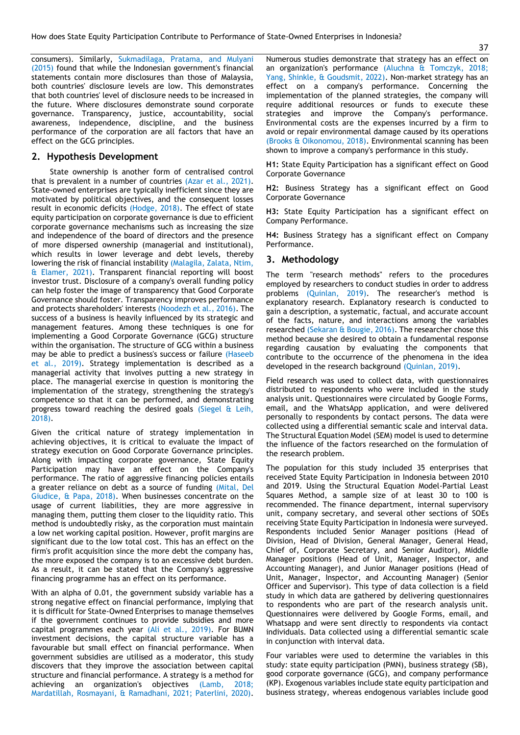consumers). Similarly, Sukmadilaga, Pratama, and Mulyani (2015) found that while the Indonesian government's financial statements contain more disclosures than those of Malaysia, both countries' disclosure levels are low. This demonstrates that both countries' level of disclosure needs to be increased in the future. Where disclosures demonstrate sound corporate governance. Transparency, justice, accountability, social awareness, independence, discipline, and the business performance of the corporation are all factors that have an effect on the GCG principles.

## 2. Hypothesis Development

State ownership is another form of centralised control that is prevalent in a number of countries (Azar et al., 2021). State-owned enterprises are typically inefficient since they are motivated by political objectives, and the consequent losses result in economic deficits (Hodge, 2018). The effect of state equity participation on corporate governance is due to efficient corporate governance mechanisms such as increasing the size and independence of the board of directors and the presence of more dispersed ownership (managerial and institutional), which results in lower leverage and debt levels, thereby lowering the risk of financial instability (Malagila, Zalata, Ntim, & Elamer, 2021). Transparent financial reporting will boost investor trust. Disclosure of a company's overall funding policy can help foster the image of transparency that Good Corporate Governance should foster. Transparency improves performance and protects shareholders' interests (Noodezh et al., 2016). The success of a business is heavily influenced by its strategic and management features. Among these techniques is one for implementing a Good Corporate Governance (GCG) structure within the organisation. The structure of GCG within a business may be able to predict a business's success or failure (Haseeb et al., 2019). Strategy implementation is described as a managerial activity that involves putting a new strategy in place. The managerial exercise in question is monitoring the implementation of the strategy, strengthening the strategy's competence so that it can be performed, and demonstrating progress toward reaching the desired goals (Siegel & Leih, 2018).

Given the critical nature of strategy implementation in achieving objectives, it is critical to evaluate the impact of strategy execution on Good Corporate Governance principles. Along with impacting corporate governance, State Equity Participation may have an effect on the Company's performance. The ratio of aggressive financing policies entails a greater reliance on debt as a source of funding (Mital, Del Giudice, & Papa, 2018). When businesses concentrate on the usage of current liabilities, they are more aggressive in managing them, putting them closer to the liquidity ratio. This method is undoubtedly risky, as the corporation must maintain a low net working capital position. However, profit margins are significant due to the low total cost. This has an effect on the firm's profit acquisition since the more debt the company has, the more exposed the company is to an excessive debt burden. As a result, it can be stated that the Company's aggressive financing programme has an effect on its performance.

With an alpha of 0.01, the government subsidy variable has a strong negative effect on financial performance, implying that it is difficult for State-Owned Enterprises to manage themselves if the government continues to provide subsidies and more capital programmes each year (Ali et al., 2019). For BUMN investment decisions, the capital structure variable has a favourable but small effect on financial performance. When government subsidies are utilised as a moderator, this study discovers that they improve the association between capital structure and financial performance. A strategy is a method for achieving an organization's objectives (Lamb, 2018; Mardatillah, Rosmayani, & Ramadhani, 2021; Paterlini, 2020). Numerous studies demonstrate that strategy has an effect on an organization's performance (Aluchna & Tomczyk, 2018; Yang, Shinkle, & Goudsmit, 2022). Non-market strategy has an effect on a company's performance. Concerning the implementation of the planned strategies, the company will require additional resources or funds to execute these strategies and improve the Company's performance. Environmental costs are the expenses incurred by a firm to avoid or repair environmental damage caused by its operations (Brooks & Oikonomou, 2018). Environmental scanning has been shown to improve a company's performance in this study.

**H1:** State Equity Participation has a significant effect on Good Corporate Governance

**H2:** Business Strategy has a significant effect on Good Corporate Governance

**H3:** State Equity Participation has a significant effect on Company Performance.

**H4:** Business Strategy has a significant effect on Company Performance.

## 3. Methodology

The term "research methods" refers to the procedures employed by researchers to conduct studies in order to address problems (Quinlan, 2019). The researcher's method is explanatory research. Explanatory research is conducted to gain a description, a systematic, factual, and accurate account of the facts, nature, and interactions among the variables researched (Sekaran & Bougie, 2016). The researcher chose this method because she desired to obtain a fundamental response regarding causation by evaluating the components that contribute to the occurrence of the phenomena in the idea developed in the research background (Quinlan, 2019).

Field research was used to collect data, with questionnaires distributed to respondents who were included in the study analysis unit. Questionnaires were circulated by Google Forms, email, and the WhatsApp application, and were delivered personally to respondents by contact persons. The data were collected using a differential semantic scale and interval data. The Structural Equation Model (SEM) model is used to determine the influence of the factors researched on the formulation of the research problem.

The population for this study included 35 enterprises that received State Equity Participation in Indonesia between 2010 and 2019. Using the Structural Equation Model-Partial Least Squares Method, a sample size of at least 30 to 100 is recommended. The finance department, internal supervisory unit, company secretary, and several other sections of SOEs receiving State Equity Participation in Indonesia were surveyed. Respondents included Senior Manager positions (Head of Division, Head of Division, General Manager, General Head, Chief of, Corporate Secretary, and Senior Auditor), Middle Manager positions (Head of Unit, Manager, Inspector, and Accounting Manager), and Junior Manager positions (Head of Unit, Manager, Inspector, and Accounting Manager) (Senior Officer and Supervisor). This type of data collection is a field study in which data are gathered by delivering questionnaires to respondents who are part of the research analysis unit. Questionnaires were delivered by Google Forms, email, and Whatsapp and were sent directly to respondents via contact individuals. Data collected using a differential semantic scale in conjunction with interval data.

Four variables were used to determine the variables in this study: state equity participation (PMN), business strategy (SB), good corporate governance (GCG), and company performance (KP). Exogenous variables include state equity participation and business strategy, whereas endogenous variables include good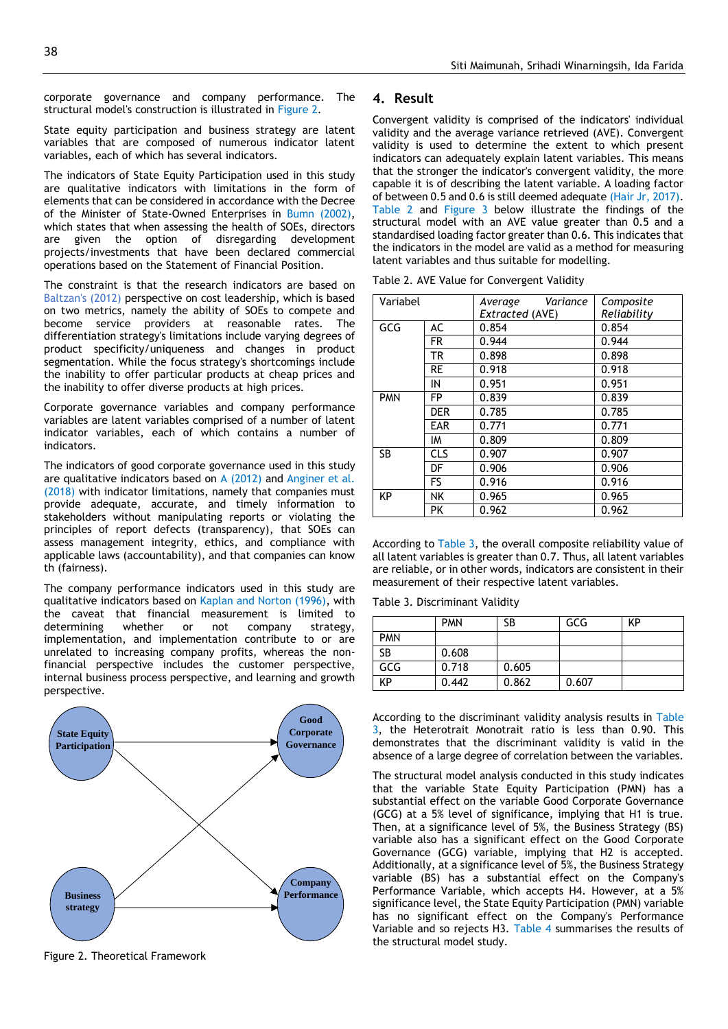corporate governance and company performance. The structural model's construction is illustrated in Figure 2.

State equity participation and business strategy are latent variables that are composed of numerous indicator latent variables, each of which has several indicators.

The indicators of State Equity Participation used in this study are qualitative indicators with limitations in the form of elements that can be considered in accordance with the Decree of the Minister of State-Owned Enterprises in Bumn (2002), which states that when assessing the health of SOEs, directors are given the option of disregarding development projects/investments that have been declared commercial operations based on the Statement of Financial Position.

The constraint is that the research indicators are based on Baltzan's (2012) perspective on cost leadership, which is based on two metrics, namely the ability of SOEs to compete and become service providers at reasonable rates. The differentiation strategy's limitations include varying degrees of product specificity/uniqueness and changes in product segmentation. While the focus strategy's shortcomings include the inability to offer particular products at cheap prices and the inability to offer diverse products at high prices.

Corporate governance variables and company performance variables are latent variables comprised of a number of latent indicator variables, each of which contains a number of indicators.

The indicators of good corporate governance used in this study are qualitative indicators based on A (2012) and Anginer et al. (2018) with indicator limitations, namely that companies must provide adequate, accurate, and timely information to stakeholders without manipulating reports or violating the principles of report defects (transparency), that SOEs can assess management integrity, ethics, and compliance with applicable laws (accountability), and that companies can know th (fairness).

The company performance indicators used in this study are qualitative indicators based on Kaplan and Norton (1996), with the caveat that financial measurement is limited to determining whether or not company strategy, implementation, and implementation contribute to or are unrelated to increasing company profits, whereas the non-financial perspective includes the customer perspective, internal business process perspective, and learning and growth perspective.

Figure 2. Theoretical Framework

## 4. Result

Convergent validity is comprised of the indicators' individual validity and the average variance retrieved (AVE). Convergent validity is used to determine the extent to which present indicators can adequately explain latent variables. This means that the stronger the indicator's convergent validity, the more capable it is of describing the latent variable. A loading factor of between 0.5 and 0.6 is still deemed adequate (Hair Jr, 2017). Table 2 and Figure 3 below illustrate the findings of the structural model with an AVE value greater than 0.5 and a standardised loading factor greater than 0.6. This indicates that the indicators in the model are valid as a method for measuring latent variables and thus suitable for modelling.

Table 2. AVE Value for Convergent Validity

| Variabel | | *Average Variance Extracted* (AVE) | *Composite Reliability* |
|---|---|---|---|
| GCG | AC | 0.854 | 0.854 |
| | FR | 0.944 | 0.944 |
| | TR | 0.898 | 0.898 |
| | RE | 0.918 | 0.918 |
| | IN | 0.951 | 0.951 |
| PMN | FP | 0.839 | 0.839 |
| | DER | 0.785 | 0.785 |
| | EAR | 0.771 | 0.771 |
| | IM | 0.809 | 0.809 |
| SB | CLS | 0.907 | 0.907 |
| | DF | 0.906 | 0.906 |
| | FS | 0.916 | 0.916 |
| KP | NK | 0.965 | 0.965 |
| | PK | 0.962 | 0.962 |

According to Table 3, the overall composite reliability value of all latent variables is greater than 0.7. Thus, all latent variables are reliable, or in other words, indicators are consistent in their measurement of their respective latent variables.

Table 3. Discriminant Validity

| | PMN | SB | GCG | KP |
|---|---|---|---|---|
| PMN | | | | |
| SB | 0.608 | | | |
| GCG | 0.718 | 0.605 | | |
| KP | 0.442 | 0.862 | 0.607 | |

According to the discriminant validity analysis results in Table 3, the Heterotrait Monotrait ratio is less than 0.90. This demonstrates that the discriminant validity is valid in the absence of a large degree of correlation between the variables.

The structural model analysis conducted in this study indicates that the variable State Equity Participation (PMN) has a substantial effect on the variable Good Corporate Governance (GCG) at a 5% level of significance, implying that H1 is true. Then, at a significance level of 5%, the Business Strategy (BS) variable also has a significant effect on the Good Corporate Governance (GCG) variable, implying that H2 is accepted. Additionally, at a significance level of 5%, the Business Strategy variable (BS) has a substantial effect on the Company's Performance Variable, which accepts H4. However, at a 5% significance level, the State Equity Participation (PMN) variable has no significant effect on the Company's Performance Variable and so rejects H3. Table 4 summarises the results of the structural model study.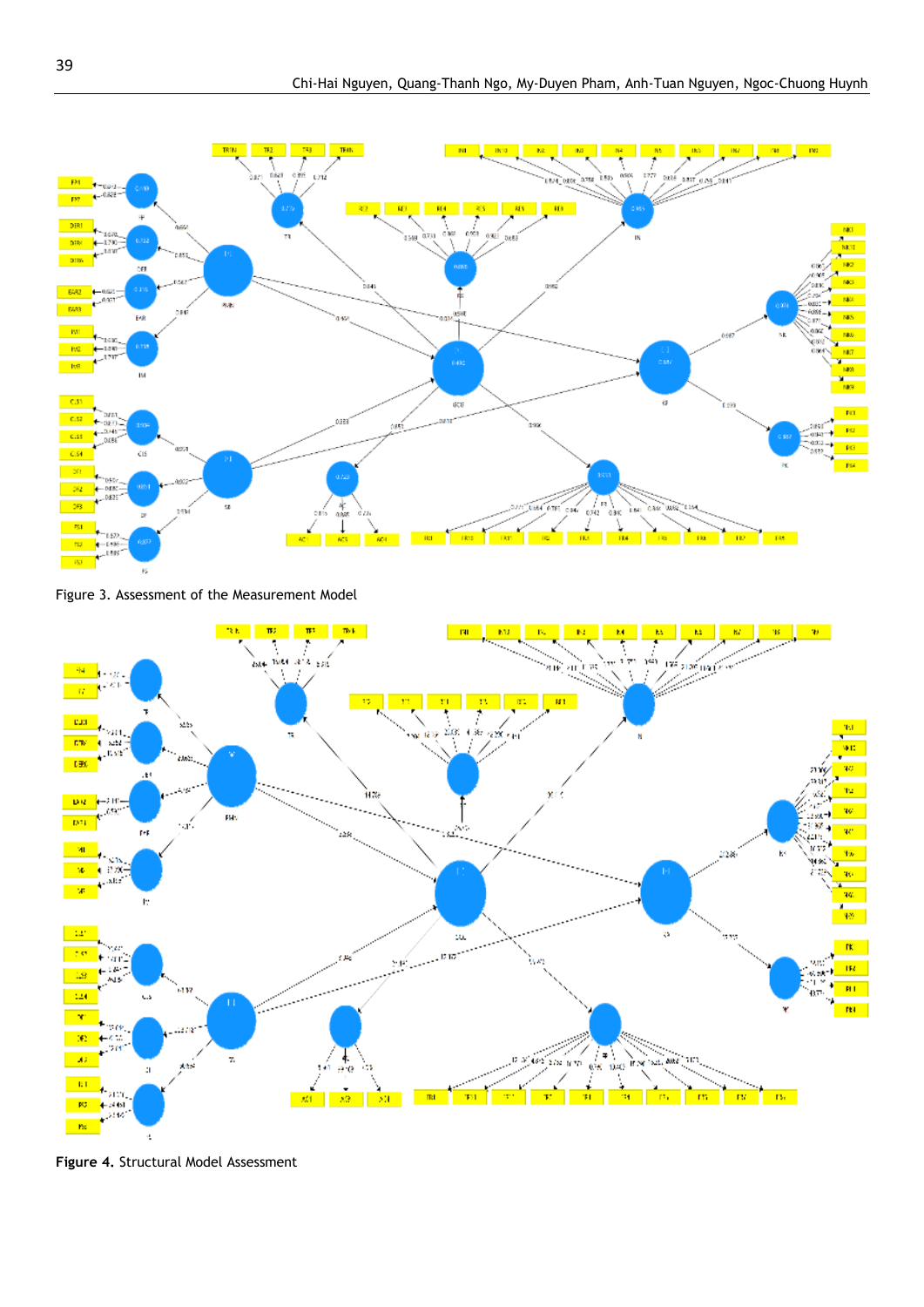Figure 3. Assessment of the Measurement Model

**Figure 4.** Structural Model Assessment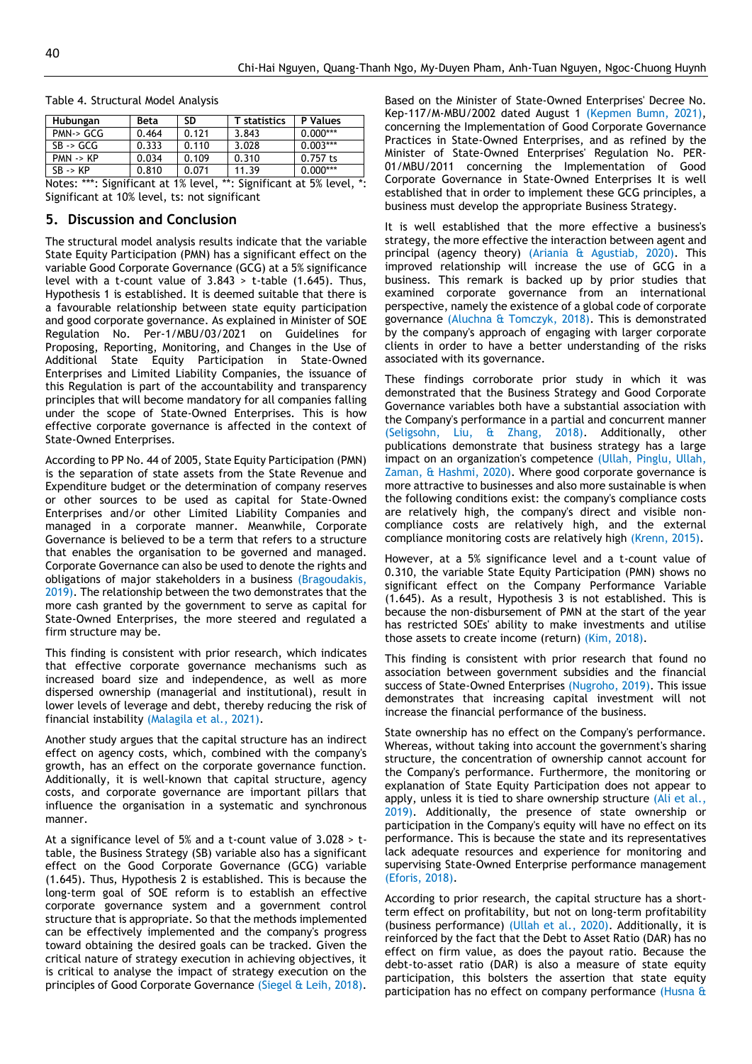Table 4. Structural Model Analysis

| Hubungan | Beta | SD | T statistics | P Values |
|---|---|---|---|---|
| PMN-> GCG | 0.464 | 0.121 | 3.843 | 0.000*** |
| SB -> GCG | 0.333 | 0.110 | 3.028 | 0.003*** |
| PMN -> KP | 0.034 | 0.109 | 0.310 | 0.757 ts |
| SB -> KP | 0.810 | 0.071 | 11.39 | 0.000*** |

Notes: ***: Significant at 1% level, **: Significant at 5% level, *: Significant at 10% level, ts: not significant

## 5. Discussion and Conclusion

The structural model analysis results indicate that the variable State Equity Participation (PMN) has a significant effect on the variable Good Corporate Governance (GCG) at a 5% significance level with a t-count value of 3.843 > t-table (1.645). Thus, Hypothesis 1 is established. It is deemed suitable that there is a favourable relationship between state equity participation and good corporate governance. As explained in Minister of SOE Regulation No. Per-1/MBU/03/2021 on Guidelines for Proposing, Reporting, Monitoring, and Changes in the Use of Additional State Equity Participation in State-Owned Enterprises and Limited Liability Companies, the issuance of this Regulation is part of the accountability and transparency principles that will become mandatory for all companies falling under the scope of State-Owned Enterprises. This is how effective corporate governance is affected in the context of State-Owned Enterprises.

According to PP No. 44 of 2005, State Equity Participation (PMN) is the separation of state assets from the State Revenue and Expenditure budget or the determination of company reserves or other sources to be used as capital for State-Owned Enterprises and/or other Limited Liability Companies and managed in a corporate manner. Meanwhile, Corporate Governance is believed to be a term that refers to a structure that enables the organisation to be governed and managed. Corporate Governance can also be used to denote the rights and obligations of major stakeholders in a business (Bragoudakis, 2019). The relationship between the two demonstrates that the more cash granted by the government to serve as capital for State-Owned Enterprises, the more steered and regulated a firm structure may be.

This finding is consistent with prior research, which indicates that effective corporate governance mechanisms such as increased board size and independence, as well as more dispersed ownership (managerial and institutional), result in lower levels of leverage and debt, thereby reducing the risk of financial instability (Malagila et al., 2021).

Another study argues that the capital structure has an indirect effect on agency costs, which, combined with the company's growth, has an effect on the corporate governance function. Additionally, it is well-known that capital structure, agency costs, and corporate governance are important pillars that influence the organisation in a systematic and synchronous manner.

At a significance level of 5% and a t-count value of 3.028 > t-table, the Business Strategy (SB) variable also has a significant effect on the Good Corporate Governance (GCG) variable (1.645). Thus, Hypothesis 2 is established. This is because the long-term goal of SOE reform is to establish an effective corporate governance system and a government control structure that is appropriate. So that the methods implemented can be effectively implemented and the company's progress toward obtaining the desired goals can be tracked. Given the critical nature of strategy execution in achieving objectives, it is critical to analyse the impact of strategy execution on the principles of Good Corporate Governance (Siegel & Leih, 2018).

Based on the Minister of State-Owned Enterprises' Decree No. Kep-117/M-MBU/2002 dated August 1 (Kepmen Bumn, 2021), concerning the Implementation of Good Corporate Governance Practices in State-Owned Enterprises, and as refined by the Minister of State-Owned Enterprises' Regulation No. PER-01/MBU/2011 concerning the Implementation of Good Corporate Governance in State-Owned Enterprises It is well established that in order to implement these GCG principles, a business must develop the appropriate Business Strategy.

It is well established that the more effective a business's strategy, the more effective the interaction between agent and principal (agency theory) (Ariania & Agustiab, 2020). This improved relationship will increase the use of GCG in a business. This remark is backed up by prior studies that examined corporate governance from an international perspective, namely the existence of a global code of corporate governance (Aluchna & Tomczyk, 2018). This is demonstrated by the company's approach of engaging with larger corporate clients in order to have a better understanding of the risks associated with its governance.

These findings corroborate prior study in which it was demonstrated that the Business Strategy and Good Corporate Governance variables both have a substantial association with the Company's performance in a partial and concurrent manner (Seligsohn, Liu, & Zhang, 2018). Additionally, other publications demonstrate that business strategy has a large impact on an organization's competence (Ullah, Pinglu, Ullah, Zaman, & Hashmi, 2020). Where good corporate governance is more attractive to businesses and also more sustainable is when the following conditions exist: the company's compliance costs are relatively high, the company's direct and visible non-compliance costs are relatively high, and the external compliance monitoring costs are relatively high (Krenn, 2015).

However, at a 5% significance level and a t-count value of 0.310, the variable State Equity Participation (PMN) shows no significant effect on the Company Performance Variable (1.645). As a result, Hypothesis 3 is not established. This is because the non-disbursement of PMN at the start of the year has restricted SOEs' ability to make investments and utilise those assets to create income (return) (Kim, 2018).

This finding is consistent with prior research that found no association between government subsidies and the financial success of State-Owned Enterprises (Nugroho, 2019). This issue demonstrates that increasing capital investment will not increase the financial performance of the business.

State ownership has no effect on the Company's performance. Whereas, without taking into account the government's sharing structure, the concentration of ownership cannot account for the Company's performance. Furthermore, the monitoring or explanation of State Equity Participation does not appear to apply, unless it is tied to share ownership structure (Ali et al., 2019). Additionally, the presence of state ownership or participation in the Company's equity will have no effect on its performance. This is because the state and its representatives lack adequate resources and experience for monitoring and supervising State-Owned Enterprise performance management (Eforis, 2018).

According to prior research, the capital structure has a short-term effect on profitability, but not on long-term profitability (business performance) (Ullah et al., 2020). Additionally, it is reinforced by the fact that the Debt to Asset Ratio (DAR) has no effect on firm value, as does the payout ratio. Because the debt-to-asset ratio (DAR) is also a measure of state equity participation, this bolsters the assertion that state equity participation has no effect on company performance (Husna &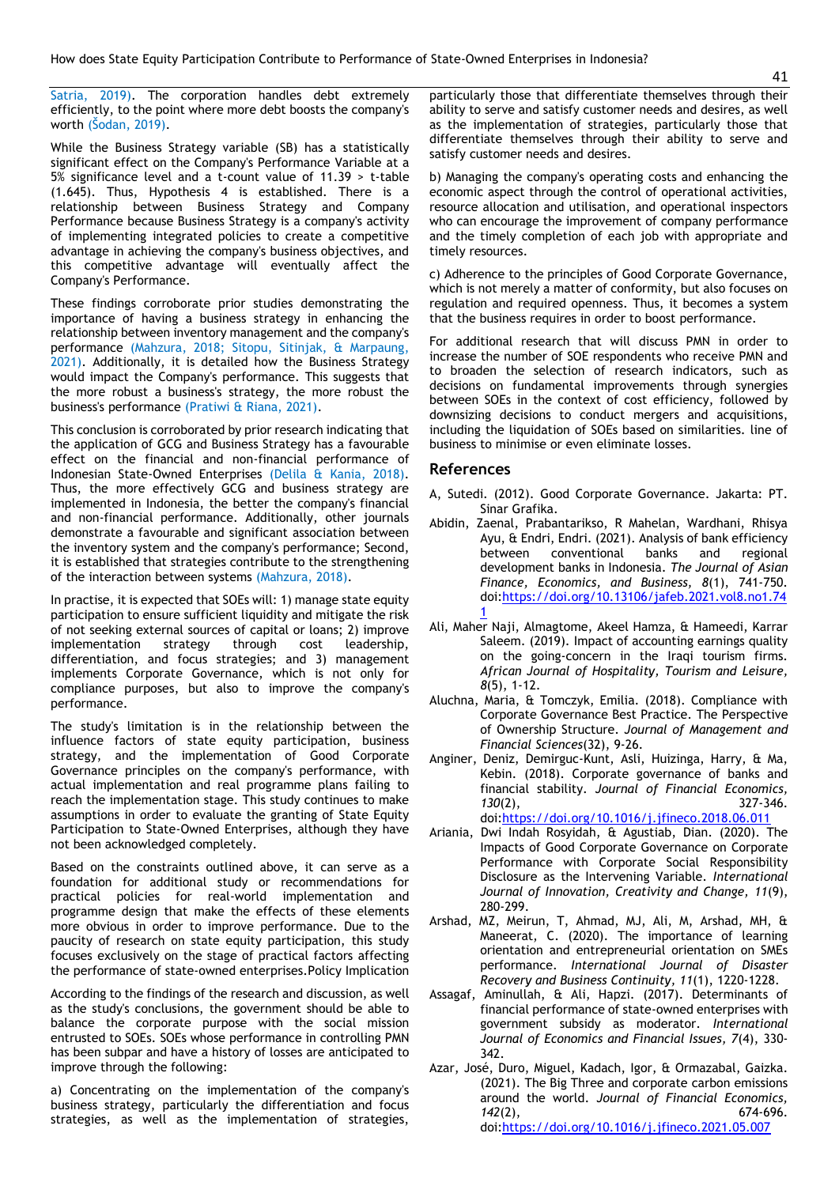Satria, 2019). The corporation handles debt extremely efficiently, to the point where more debt boosts the company's worth (Šodan, 2019).

While the Business Strategy variable (SB) has a statistically significant effect on the Company's Performance Variable at a 5% significance level and a t-count value of 11.39 > t-table (1.645). Thus, Hypothesis 4 is established. There is a relationship between Business Strategy and Company Performance because Business Strategy is a company's activity of implementing integrated policies to create a competitive advantage in achieving the company's business objectives, and this competitive advantage will eventually affect the Company's Performance.

These findings corroborate prior studies demonstrating the importance of having a business strategy in enhancing the relationship between inventory management and the company's performance (Mahzura, 2018; Sitopu, Sitinjak, & Marpaung, 2021). Additionally, it is detailed how the Business Strategy would impact the Company's performance. This suggests that the more robust a business's strategy, the more robust the business's performance (Pratiwi & Riana, 2021).

This conclusion is corroborated by prior research indicating that the application of GCG and Business Strategy has a favourable effect on the financial and non-financial performance of Indonesian State-Owned Enterprises (Delila & Kania, 2018). Thus, the more effectively GCG and business strategy are implemented in Indonesia, the better the company's financial and non-financial performance. Additionally, other journals demonstrate a favourable and significant association between the inventory system and the company's performance; Second, it is established that strategies contribute to the strengthening of the interaction between systems (Mahzura, 2018).

In practise, it is expected that SOEs will: 1) manage state equity participation to ensure sufficient liquidity and mitigate the risk of not seeking external sources of capital or loans; 2) improve implementation strategy through cost leadership, differentiation, and focus strategies; and 3) management implements Corporate Governance, which is not only for compliance purposes, but also to improve the company's performance.

The study's limitation is in the relationship between the influence factors of state equity participation, business strategy, and the implementation of Good Corporate Governance principles on the company's performance, with actual implementation and real programme plans failing to reach the implementation stage. This study continues to make assumptions in order to evaluate the granting of State Equity Participation to State-Owned Enterprises, although they have not been acknowledged completely.

Based on the constraints outlined above, it can serve as a foundation for additional study or recommendations for practical policies for real-world implementation and programme design that make the effects of these elements more obvious in order to improve performance. Due to the paucity of research on state equity participation, this study focuses exclusively on the stage of practical factors affecting the performance of state-owned enterprises.Policy Implication

According to the findings of the research and discussion, as well as the study's conclusions, the government should be able to balance the corporate purpose with the social mission entrusted to SOEs. SOEs whose performance in controlling PMN has been subpar and have a history of losses are anticipated to improve through the following:

a) Concentrating on the implementation of the company's business strategy, particularly the differentiation and focus strategies, as well as the implementation of strategies, particularly those that differentiate themselves through their ability to serve and satisfy customer needs and desires, as well as the implementation of strategies, particularly those that differentiate themselves through their ability to serve and satisfy customer needs and desires.

b) Managing the company's operating costs and enhancing the economic aspect through the control of operational activities, resource allocation and utilisation, and operational inspectors who can encourage the improvement of company performance and the timely completion of each job with appropriate and timely resources.

c) Adherence to the principles of Good Corporate Governance, which is not merely a matter of conformity, but also focuses on regulation and required openness. Thus, it becomes a system that the business requires in order to boost performance.

For additional research that will discuss PMN in order to increase the number of SOE respondents who receive PMN and to broaden the selection of research indicators, such as decisions on fundamental improvements through synergies between SOEs in the context of cost efficiency, followed by downsizing decisions to conduct mergers and acquisitions, including the liquidation of SOEs based on similarities. line of business to minimise or even eliminate losses.

## References

A, Sutedi. (2012). Good Corporate Governance. Jakarta: PT. Sinar Grafika.

Abidin, Zaenal, Prabantarikso, R Mahelan, Wardhani, Rhisya Ayu, & Endri, Endri. (2021). Analysis of bank efficiency between conventional banks and regional development banks in Indonesia. *The Journal of Asian Finance, Economics, and Business*, *8*(1), 741-750. doi:https://doi.org/10.13106/jafeb.2021.vol8.no1.741

Ali, Maher Naji, Almagtome, Akeel Hamza, & Hameedi, Karrar Saleem. (2019). Impact of accounting earnings quality on the going-concern in the Iraqi tourism firms. *African Journal of Hospitality, Tourism and Leisure*, *8*(5), 1-12.

Aluchna, Maria, & Tomczyk, Emilia. (2018). Compliance with Corporate Governance Best Practice. The Perspective of Ownership Structure. *Journal of Management and Financial Sciences*(32), 9-26.

Anginer, Deniz, Demirguc-Kunt, Asli, Huizinga, Harry, & Ma, Kebin. (2018). Corporate governance of banks and financial stability. *Journal of Financial Economics*, *130*(2), 327-346. doi:https://doi.org/10.1016/j.jfineco.2018.06.011

Ariania, Dwi Indah Rosyidah, & Agustiab, Dian. (2020). The Impacts of Good Corporate Governance on Corporate Performance with Corporate Social Responsibility Disclosure as the Intervening Variable. *International Journal of Innovation, Creativity and Change*, *11*(9), 280-299.

Arshad, MZ, Meirun, T, Ahmad, MJ, Ali, M, Arshad, MH, & Maneerat, C. (2020). The importance of learning orientation and entrepreneurial orientation on SMEs performance. *International Journal of Disaster Recovery and Business Continuity*, *11*(1), 1220-1228.

Assagaf, Aminullah, & Ali, Hapzi. (2017). Determinants of financial performance of state-owned enterprises with government subsidy as moderator. *International Journal of Economics and Financial Issues*, *7*(4), 330-342.

Azar, José, Duro, Miguel, Kadach, Igor, & Ormazabal, Gaizka. (2021). The Big Three and corporate carbon emissions around the world. *Journal of Financial Economics*, *142*(2), 674-696. doi:https://doi.org/10.1016/j.jfineco.2021.05.007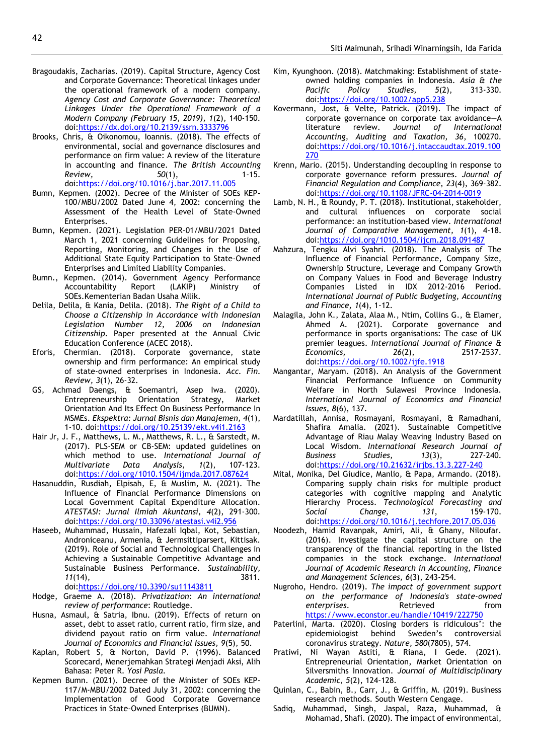Bragoudakis, Zacharias. (2019). Capital Structure, Agency Cost and Corporate Governance: Theoretical linkages under the operational framework of a modern company. *Agency Cost and Corporate Governance: Theoretical Linkages Under the Operational Framework of a Modern Company (February 15, 2019)*, *1*(2), 140-150. doi:https://dx.doi.org/10.2139/ssrn.3333796

Brooks, Chris, & Oikonomou, Ioannis. (2018). The effects of environmental, social and governance disclosures and performance on firm value: A review of the literature in accounting and finance. *The British Accounting Review, 50*(1), 1-15. doi:https://doi.org/10.1016/j.bar.2017.11.005

Bumn, Kepmen. (2002). Decree of the Minister of SOEs KEP-100/MBU/2002 Dated June 4, 2002: concerning the Assessment of the Health Level of State-Owned Enterprises.

Bumn, Kepmen. (2021). Legislation PER-01/MBU/2021 Dated March 1, 2021 concerning Guidelines for Proposing, Reporting, Monitoring, and Changes in the Use of Additional State Equity Participation to State-Owned Enterprises and Limited Liability Companies.

Bumn., Kepmen. (2014). Government Agency Performance Accountability Report (LAKIP) Ministry of SOEs.Kementerian Badan Usaha Milik.

Delila, Delila, & Kania, Delila. (2018). *The Right of a Child to Choose a Citizenship in Accordance with Indonesian Legislation Number 12, 2006 on Indonesian Citizenship*. Paper presented at the Annual Civic Education Conference (ACEC 2018).

Eforis, Chermian. (2018). Corporate governance, state ownership and firm performance: An empirical study of state-owned enterprises in Indonesia. *Acc. Fin. Review, 3*(1), 26-32.

GS, Achmad Daengs, & Soemantri, Asep Iwa. (2020). Entrepreneurship Orientation Strategy, Market Orientation And Its Effect On Business Performance In MSMEs. *Ekspektra: Jurnal Bisnis dan Manajemen, 4*(1), 1-10. doi:https://doi.org/10.25139/ekt.v4i1.2163

Hair Jr, J. F., Matthews, L. M., Matthews, R. L., & Sarstedt, M. (2017). PLS-SEM or CB-SEM: updated guidelines on which method to use. *International Journal of Multivariate Data Analysis, 1*(2), 107-123. doi:https://doi.org/1010.1504/ijmda.2017.087624

Hasanuddin, Rusdiah, Elpisah, E, & Muslim, M. (2021). The Influence of Financial Performance Dimensions on Local Government Capital Expenditure Allocation. *ATESTASI: Jurnal Ilmiah Akuntansi, 4*(2), 291-300. doi:https://doi.org/10.33096/atestasi.v4i2.956

Haseeb, Muhammad, Hussain, Hafezali Iqbal, Kot, Sebastian, Androniceanu, Armenia, & Jermsittiparsert, Kittisak. (2019). Role of Social and Technological Challenges in Achieving a Sustainable Competitive Advantage and Sustainable Business Performance. *Sustainability, 11*(14), 3811. doi:https://doi.org/10.3390/su11143811

Hodge, Graeme A. (2018). *Privatization: An international review of performance*: Routledge.

Husna, Asmaul, & Satria, Ibnu. (2019). Effects of return on asset, debt to asset ratio, current ratio, firm size, and dividend payout ratio on firm value. *International Journal of Economics and Financial Issues, 9*(5), 50.

Kaplan, Robert S, & Norton, David P. (1996). Balanced Scorecard, Menerjemahkan Strategi Menjadi Aksi, Alih Bahasa: Peter R. *Yosi Pasla*.

Kepmen Bumn. (2021). Decree of the Minister of SOEs KEP-117/M-MBU/2002 Dated July 31, 2002: concerning the Implementation of Good Corporate Governance Practices in State-Owned Enterprises (BUMN).

Kim, Kyunghoon. (2018). Matchmaking: Establishment of state-owned holding companies in Indonesia. *Asia & the Pacific Policy Studies, 5*(2), 313-330. doi:https://doi.org/10.1002/app5.238

Kovermann, Jost, & Velte, Patrick. (2019). The impact of corporate governance on corporate tax avoidance—A literature review. *Journal of International Accounting, Auditing and Taxation, 36*, 100270. doi:https://doi.org/10.1016/j.intaccaudtax.2019.100270

Krenn, Mario. (2015). Understanding decoupling in response to corporate governance reform pressures. *Journal of Financial Regulation and Compliance, 23*(4), 369-382. doi:https://doi.org/10.1108/JFRC-04-2014-0019

Lamb, N. H., & Roundy, P. T. (2018). Institutional, stakeholder, and cultural influences on corporate social performance: an institution-based view. *International Journal of Comparative Management, 1*(1), 4-18. doi:https://doi.org/1010.1504/ijcm.2018.091487

Mahzura, Tengku Alvi Syahri. (2018). The Analysis of The Influence of Financial Performance, Company Size, Ownership Structure, Leverage and Company Growth on Company Values in Food and Beverage Industry Companies Listed in IDX 2012-2016 Period. *International Journal of Public Budgeting, Accounting and Finance, 1*(4), 1-12.

Malagila, John K., Zalata, Alaa M., Ntim, Collins G., & Elamer, Ahmed A. (2021). Corporate governance and performance in sports organisations: The case of UK premier leagues. *International Journal of Finance & Economics, 26*(2), 2517-2537. doi:https://doi.org/10.1002/ijfe.1918

Mangantar, Maryam. (2018). An Analysis of the Government Financial Performance Influence on Community Welfare in North Sulawesi Province Indonesia. *International Journal of Economics and Financial Issues, 8*(6), 137.

Mardatillah, Annisa, Rosmayani, Rosmayani, & Ramadhani, Shafira Amalia. (2021). Sustainable Competitive Advantage of Riau Malay Weaving Industry Based on Local Wisdom. *International Research Journal of Business Studies, 13*(3), 227-240. doi:https://doi.org/10.21632/irjbs.13.3.227-240

Mital, Monika, Del Giudice, Manlio, & Papa, Armando. (2018). Comparing supply chain risks for multiple product categories with cognitive mapping and Analytic Hierarchy Process. *Technological Forecasting and Social Change, 131*, 159-170. doi:https://doi.org/10.1016/j.techfore.2017.05.036

Noodezh, Hamid Ravanpak, Amiri, Ali, & Ghany, Niloufar. (2016). Investigate the capital structure on the transparency of the financial reporting in the listed companies in the stock exchange. *International Journal of Academic Research in Accounting, Finance and Management Sciences, 6*(3), 243-254.

Nugroho, Hendro. (2019). *The impact of government support on the performance of Indonesia's state-owned enterprises*. Retrieved from https://www.econstor.eu/handle/10419/222750

Paterlini, Marta. (2020). Closing borders is ridiculous': the epidemiologist behind Sweden's controversial coronavirus strategy. *Nature, 580*(7805), 574.

Pratiwi, Ni Wayan Astiti, & Riana, I Gede. (2021). Entrepreneurial Orientation, Market Orientation on Silversmiths Innovation. *Journal of Multidisciplinary Academic, 5*(2), 124-128.

Quinlan, C., Babin, B., Carr, J., & Griffin, M. (2019). Business research methods. South Western Cengage.

Sadiq, Muhammad, Singh, Jaspal, Raza, Muhammad, & Mohamad, Shafi. (2020). The impact of environmental,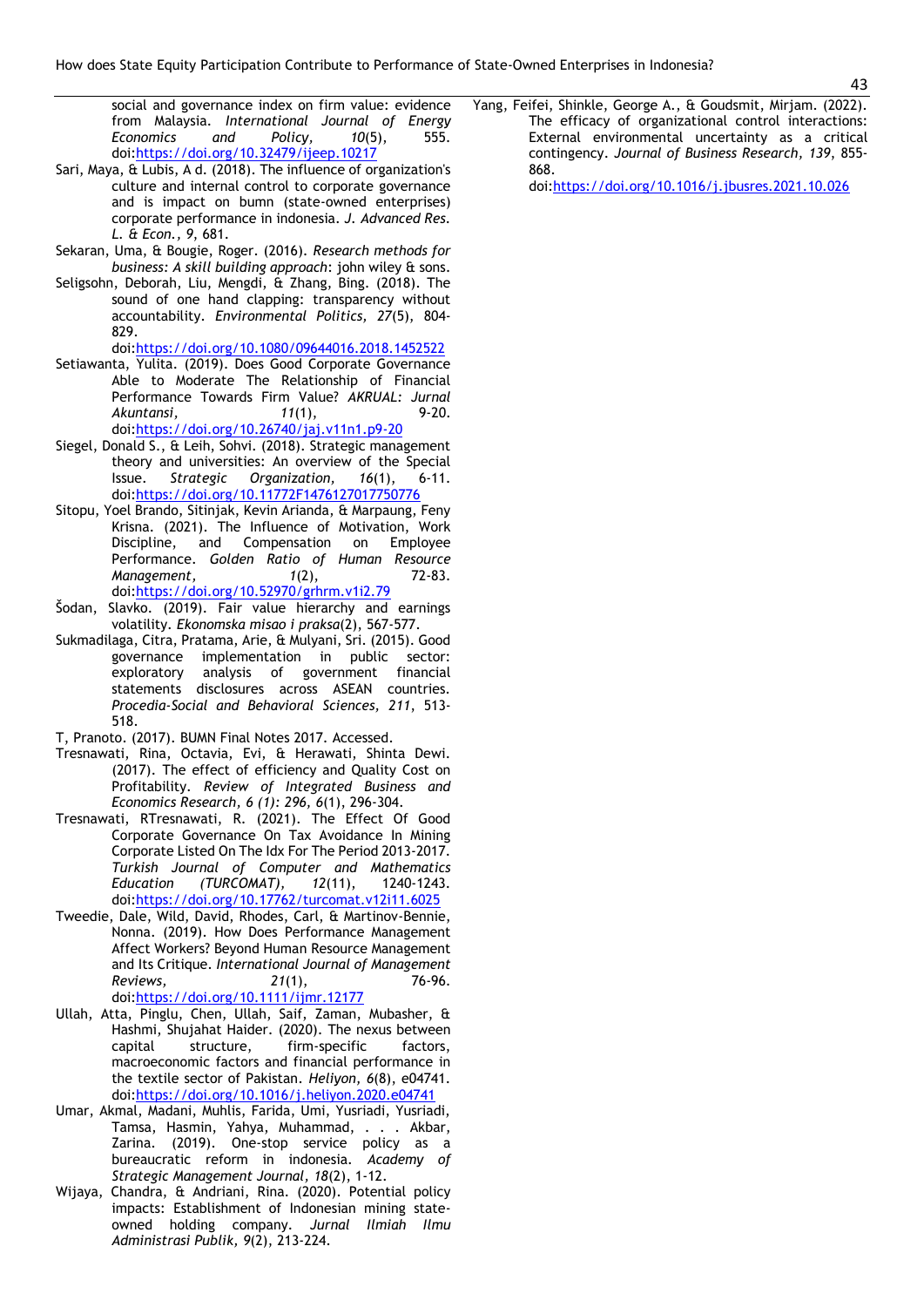social and governance index on firm value: evidence from Malaysia. *International Journal of Energy Economics and Policy, 10*(5), 555. doi:https://doi.org/10.32479/ijeep.10217

Sari, Maya, & Lubis, A d. (2018). The influence of organization's culture and internal control to corporate governance and is impact on bumn (state-owned enterprises) corporate performance in indonesia. *J. Advanced Res. L. & Econ., 9*, 681.

Sekaran, Uma, & Bougie, Roger. (2016). *Research methods for business: A skill building approach*: john wiley & sons.

Seligsohn, Deborah, Liu, Mengdi, & Zhang, Bing. (2018). The sound of one hand clapping: transparency without accountability. *Environmental Politics, 27*(5), 804-829. doi:https://doi.org/10.1080/09644016.2018.1452522

Setiawanta, Yulita. (2019). Does Good Corporate Governance Able to Moderate The Relationship of Financial Performance Towards Firm Value? *AKRUAL: Jurnal Akuntansi, 11*(1), 9-20. doi:https://doi.org/10.26740/jaj.v11n1.p9-20

Siegel, Donald S., & Leih, Sohvi. (2018). Strategic management theory and universities: An overview of the Special Issue. *Strategic Organization, 16*(1), 6-11. doi:https://doi.org/10.11772F1476127017750776

Sitopu, Yoel Brando, Sitinjak, Kevin Arianda, & Marpaung, Feny Krisna. (2021). The Influence of Motivation, Work Discipline, and Compensation on Employee Performance. *Golden Ratio of Human Resource Management, 1*(2), 72-83. doi:https://doi.org/10.52970/grhrm.v1i2.79

Šodan, Slavko. (2019). Fair value hierarchy and earnings volatility. *Ekonomska misao i praksa*(2), 567-577.

Sukmadilaga, Citra, Pratama, Arie, & Mulyani, Sri. (2015). Good governance implementation in public sector: exploratory analysis of government financial statements disclosures across ASEAN countries. *Procedia-Social and Behavioral Sciences, 211*, 513-518.

T, Pranoto. (2017). BUMN Final Notes 2017. Accessed.

Tresnawati, Rina, Octavia, Evi, & Herawati, Shinta Dewi. (2017). The effect of efficiency and Quality Cost on Profitability. *Review of Integrated Business and Economics Research, 6 (1): 296, 6*(1), 296-304.

Tresnawati, RTresnawati, R. (2021). The Effect Of Good Corporate Governance On Tax Avoidance In Mining Corporate Listed On The Idx For The Period 2013-2017. *Turkish Journal of Computer and Mathematics Education (TURCOMAT), 12*(11), 1240-1243. doi:https://doi.org/10.17762/turcomat.v12i11.6025

Tweedie, Dale, Wild, David, Rhodes, Carl, & Martinov-Bennie, Nonna. (2019). How Does Performance Management Affect Workers? Beyond Human Resource Management and Its Critique. *International Journal of Management Reviews, 21*(1), 76-96. doi:https://doi.org/10.1111/ijmr.12177

Ullah, Atta, Pinglu, Chen, Ullah, Saif, Zaman, Mubasher, & Hashmi, Shujahat Haider. (2020). The nexus between capital structure, firm-specific factors, macroeconomic factors and financial performance in the textile sector of Pakistan. *Heliyon, 6*(8), e04741. doi:https://doi.org/10.1016/j.heliyon.2020.e04741

Umar, Akmal, Madani, Muhlis, Farida, Umi, Yusriadi, Yusriadi, Tamsa, Hasmin, Yahya, Muhammad, . . . Akbar, Zarina. (2019). One-stop service policy as a bureaucratic reform in indonesia. *Academy of Strategic Management Journal, 18*(2), 1-12.

Wijaya, Chandra, & Andriani, Rina. (2020). Potential policy impacts: Establishment of Indonesian mining state-owned holding company. *Jurnal Ilmiah Ilmu Administrasi Publik, 9*(2), 213-224.

Yang, Feifei, Shinkle, George A., & Goudsmit, Mirjam. (2022). The efficacy of organizational control interactions: External environmental uncertainty as a critical contingency. *Journal of Business Research, 139*, 855-868. doi:https://doi.org/10.1016/j.jbusres.2021.10.026